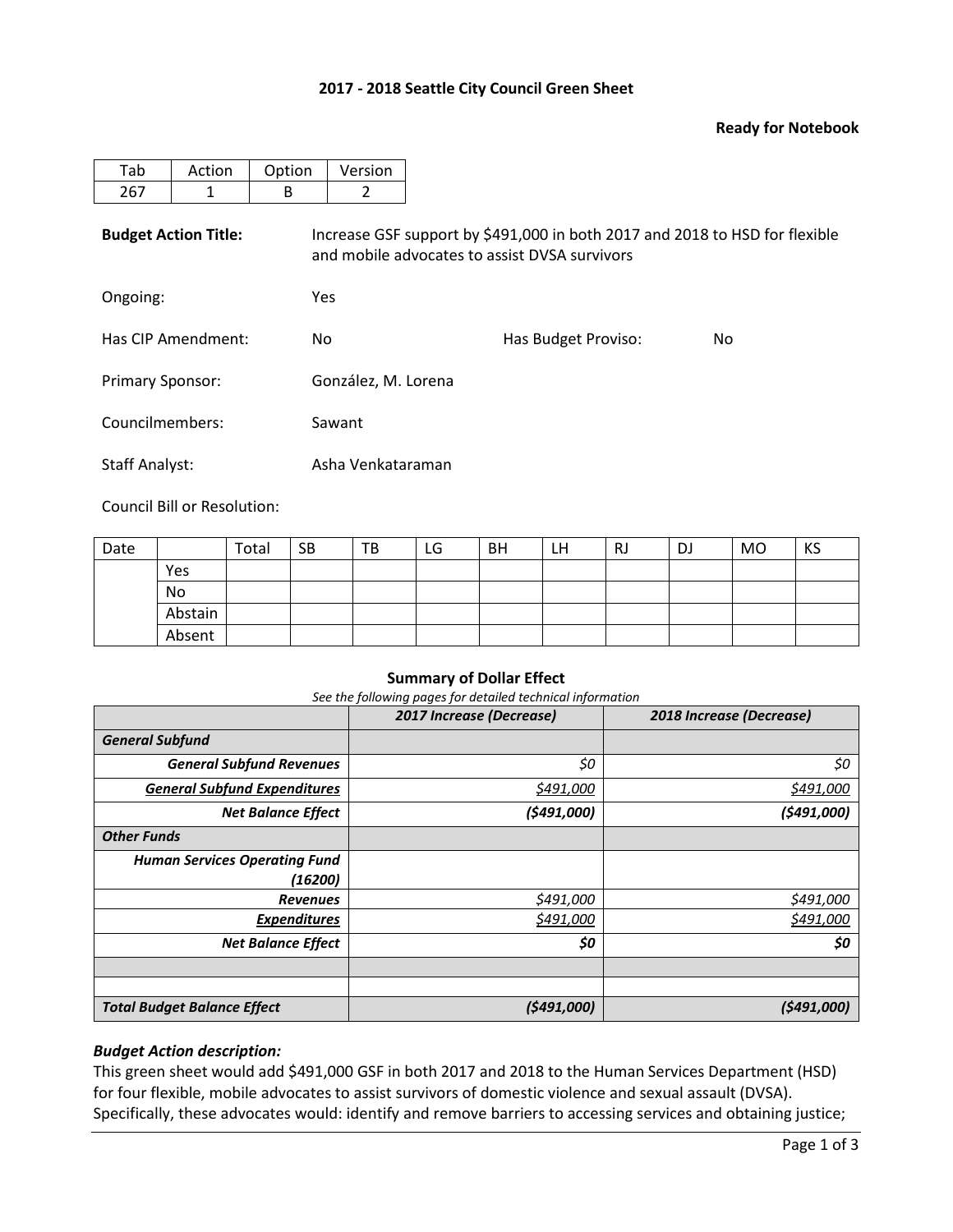**2017 - 2018 Seattle City Council Green Sheet**

**Ready for Notebook**

| Tab | Action | Option | Version |
|---|---|---|---|
| 267 | 1 | B | 2 |

**Budget Action Title:** Increase GSF support by $491,000 in both 2017 and 2018 to HSD for flexible and mobile advocates to assist DVSA survivors

Ongoing: Yes

Has CIP Amendment: No

Has Budget Proviso: No

Primary Sponsor: González, M. Lorena

Councilmembers: Sawant

Staff Analyst: Asha Venkataraman

Council Bill or Resolution:

| Date | | Total | SB | TB | LG | BH | LH | RJ | DJ | MO | KS |
|---|---|---|---|---|---|---|---|---|---|---|---|
| | Yes | | | | | | | | | | |
| | No | | | | | | | | | | |
| | Abstain | | | | | | | | | | |
| | Absent | | | | | | | | | | |

**Summary of Dollar Effect**

*See the following pages for detailed technical information*

| | ***2017 Increase (Decrease)*** | ***2018 Increase (Decrease)*** |
|---|---|---|
| ***General Subfund*** | | |
| ***General Subfund Revenues*** | *$0* | *$0* |
| ***General Subfund Expenditures*** | *$491,000* | *$491,000* |
| ***Net Balance Effect*** | ***($491,000)*** | ***($491,000)*** |
| ***Other Funds*** | | |
| ***Human Services Operating Fund (16200)*** | | |
| ***Revenues*** | *$491,000* | *$491,000* |
| ***Expenditures*** | *$491,000* | *$491,000* |
| ***Net Balance Effect*** | ***$0*** | ***$0*** |
| | | |
| | | |
| ***Total Budget Balance Effect*** | ***($491,000)*** | ***($491,000)*** |

***Budget Action description:***

This green sheet would add $491,000 GSF in both 2017 and 2018 to the Human Services Department (HSD) for four flexible, mobile advocates to assist survivors of domestic violence and sexual assault (DVSA). Specifically, these advocates would: identify and remove barriers to accessing services and obtaining justice;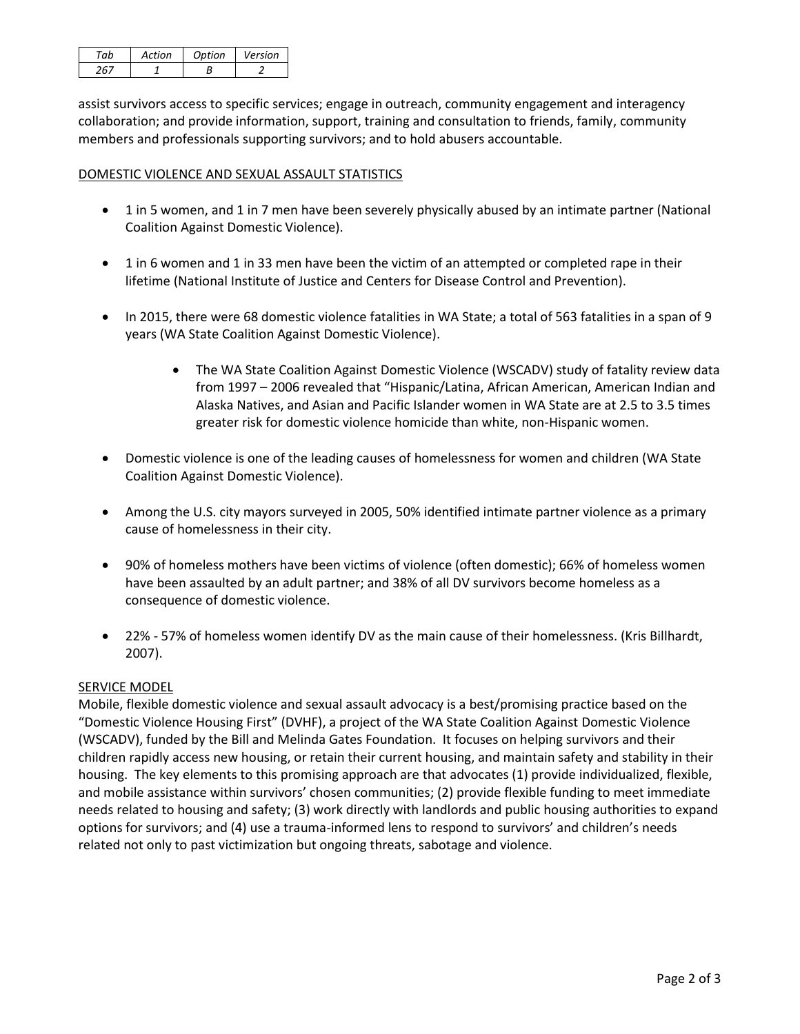| Tab | Action | Option | Version |
|---|---|---|---|
| 267 | 1 | B | 2 |

assist survivors access to specific services; engage in outreach, community engagement and interagency collaboration; and provide information, support, training and consultation to friends, family, community members and professionals supporting survivors; and to hold abusers accountable.

DOMESTIC VIOLENCE AND SEXUAL ASSAULT STATISTICS

- 1 in 5 women, and 1 in 7 men have been severely physically abused by an intimate partner (National Coalition Against Domestic Violence).
- 1 in 6 women and 1 in 33 men have been the victim of an attempted or completed rape in their lifetime (National Institute of Justice and Centers for Disease Control and Prevention).
- In 2015, there were 68 domestic violence fatalities in WA State; a total of 563 fatalities in a span of 9 years (WA State Coalition Against Domestic Violence).
    - The WA State Coalition Against Domestic Violence (WSCADV) study of fatality review data from 1997 – 2006 revealed that "Hispanic/Latina, African American, American Indian and Alaska Natives, and Asian and Pacific Islander women in WA State are at 2.5 to 3.5 times greater risk for domestic violence homicide than white, non-Hispanic women.
- Domestic violence is one of the leading causes of homelessness for women and children (WA State Coalition Against Domestic Violence).
- Among the U.S. city mayors surveyed in 2005, 50% identified intimate partner violence as a primary cause of homelessness in their city.
- 90% of homeless mothers have been victims of violence (often domestic); 66% of homeless women have been assaulted by an adult partner; and 38% of all DV survivors become homeless as a consequence of domestic violence.
- 22% - 57% of homeless women identify DV as the main cause of their homelessness. (Kris Billhardt, 2007).

SERVICE MODEL

Mobile, flexible domestic violence and sexual assault advocacy is a best/promising practice based on the "Domestic Violence Housing First" (DVHF), a project of the WA State Coalition Against Domestic Violence (WSCADV), funded by the Bill and Melinda Gates Foundation. It focuses on helping survivors and their children rapidly access new housing, or retain their current housing, and maintain safety and stability in their housing. The key elements to this promising approach are that advocates (1) provide individualized, flexible, and mobile assistance within survivors' chosen communities; (2) provide flexible funding to meet immediate needs related to housing and safety; (3) work directly with landlords and public housing authorities to expand options for survivors; and (4) use a trauma-informed lens to respond to survivors' and children's needs related not only to past victimization but ongoing threats, sabotage and violence.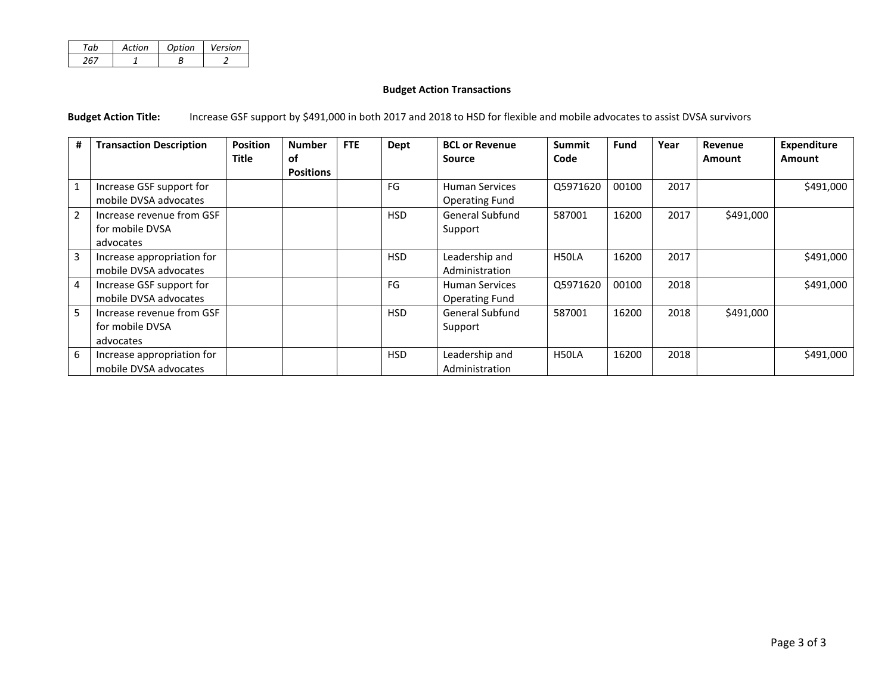| Tab | Action | Option | Version |
|---|---|---|---|
| 267 | 1 | B | 2 |

**Budget Action Transactions**

**Budget Action Title:** Increase GSF support by $491,000 in both 2017 and 2018 to HSD for flexible and mobile advocates to assist DVSA survivors

| # | Transaction Description | Position Title | Number of Positions | FTE | Dept | BCL or Revenue Source | Summit Code | Fund | Year | Revenue Amount | Expenditure Amount |
|---|---|---|---|---|---|---|---|---|---|---|---|
| 1 | Increase GSF support for mobile DVSA advocates | | | | FG | Human Services Operating Fund | Q5971620 | 00100 | 2017 | | $491,000 |
| 2 | Increase revenue from GSF for mobile DVSA advocates | | | | HSD | General Subfund Support | 587001 | 16200 | 2017 | $491,000 | |
| 3 | Increase appropriation for mobile DVSA advocates | | | | HSD | Leadership and Administration | H50LA | 16200 | 2017 | | $491,000 |
| 4 | Increase GSF support for mobile DVSA advocates | | | | FG | Human Services Operating Fund | Q5971620 | 00100 | 2018 | | $491,000 |
| 5 | Increase revenue from GSF for mobile DVSA advocates | | | | HSD | General Subfund Support | 587001 | 16200 | 2018 | $491,000 | |
| 6 | Increase appropriation for mobile DVSA advocates | | | | HSD | Leadership and Administration | H50LA | 16200 | 2018 | | $491,000 |